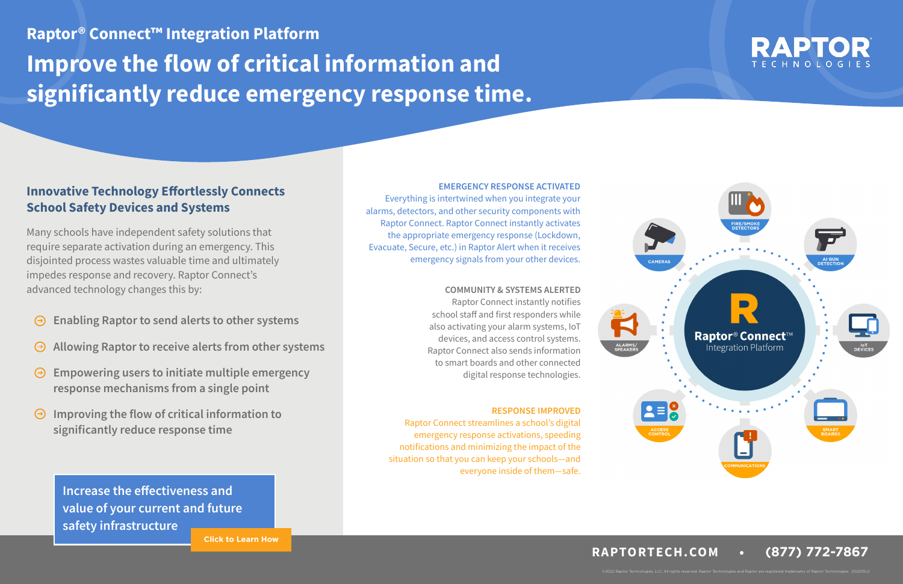## Raptor® Connect™ Integration Platform

# Improve the flow of critical information and significantly reduce emergency response time.

RAPTOR TECHNOLOGIES

### Innovative Technology Effortlessly Connects School Safety Devices and Systems

Many schools have independent safety solutions that require separate activation during an emergency. This disjointed process wastes valuable time and ultimately impedes response and recovery. Raptor Connect's advanced technology changes this by:

- Enabling Raptor to send alerts to other systems
- Allowing Raptor to receive alerts from other systems
- Empowering users to initiate multiple emergency response mechanisms from a single point
- Improving the flow of critical information to significantly reduce response time

Increase the effectiveness and value of your current and future safety infrastructure

Click to Learn How

**EMERGENCY RESPONSE ACTIVATED**

Everything is intertwined when you integrate your alarms, detectors, and other security components with Raptor Connect. Raptor Connect instantly activates the appropriate emergency response (Lockdown, Evacuate, Secure, etc.) in Raptor Alert when it receives emergency signals from your other devices.

**COMMUNITY & SYSTEMS ALERTED**

Raptor Connect instantly notifies school staff and first responders while also activating your alarm systems, IoT devices, and access control systems. Raptor Connect also sends information to smart boards and other connected digital response technologies.

**RESPONSE IMPROVED**

Raptor Connect streamlines a school's digital emergency response activations, speeding notifications and minimizing the impact of the situation so that you can keep your schools—and everyone inside of them—safe.

Raptor® Connect™ Integration Platform

FIRE/SMOKE DETECTORS · AI GUN DETECTION · IoT DEVICES · SMART BOARDS · COMMUNICATIONS · ACCESS CONTROL · ALARMS/SPEAKERS · CAMERAS

RAPTORTECH.COM • (877) 772-7867

©2022 Raptor Technologies, LLC. All rights reserved. Raptor Technologies and Raptor are registered trademarks of Raptor Technologies. 2022O5v2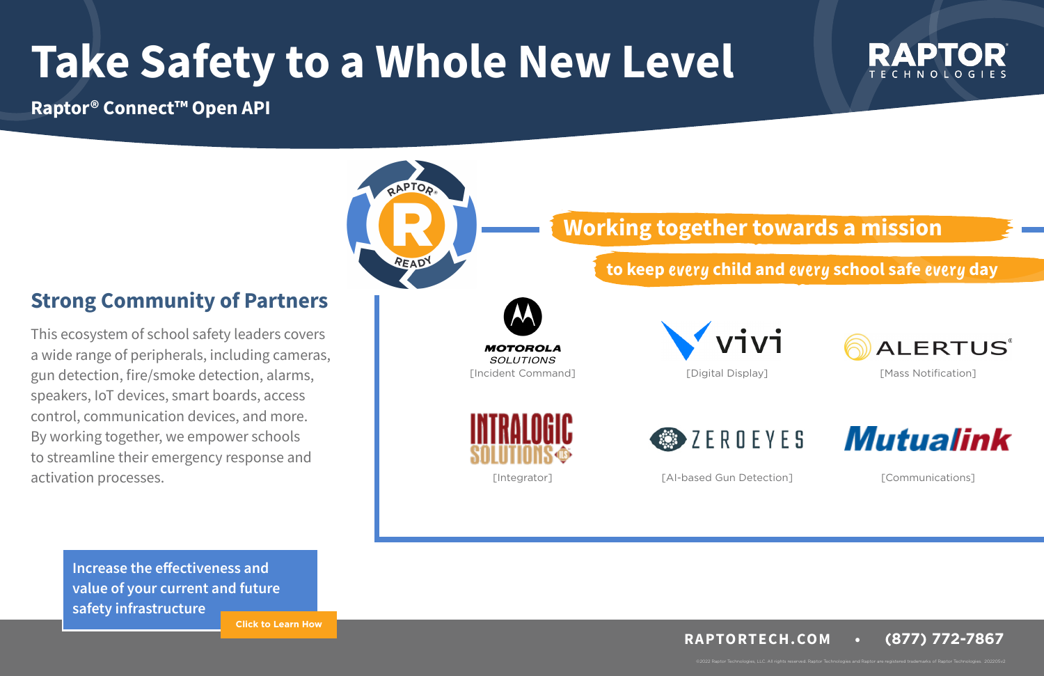# Take Safety to a Whole New Level

**Raptor® Connect™ Open API**

RAPTOR TECHNOLOGIES

RAPTOR READY

**Working together towards a mission**

**to keep *every* child and *every* school safe *every* day**

## Strong Community of Partners

This ecosystem of school safety leaders covers a wide range of peripherals, including cameras, gun detection, fire/smoke detection, alarms, speakers, IoT devices, smart boards, access control, communication devices, and more. By working together, we empower schools to streamline their emergency response and activation processes.

MOTOROLA SOLUTIONS
[Incident Command]

vivi
[Digital Display]

ALERTUS
[Mass Notification]

INTRALOGIC SOLUTIONS
[Integrator]

ZEROEYES
[AI-based Gun Detection]

Mutualink
[Communications]

**Increase the effectiveness and value of your current and future safety infrastructure**

Click to Learn How

**RAPTORTECH.COM • (877) 772-7867**

©2022 Raptor Technologies, LLC. All rights reserved. Raptor Technologies and Raptor are registered trademarks of Raptor Technologies. 2022050v2